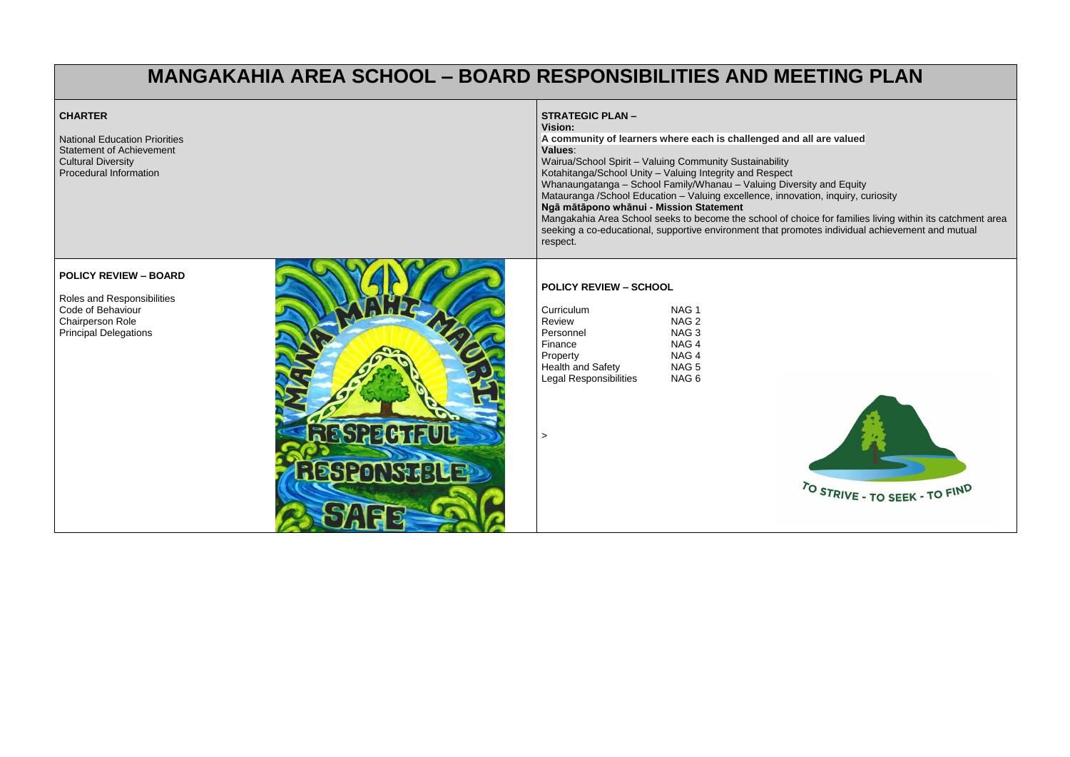# MANGAKAHIA AREA SCHOOL – BOARD RESPONSIBILITIES AND MEETING PLAN

**CHARTER**

National Education Priorities
Statement of Achievement
Cultural Diversity
Procedural Information

**STRATEGIC PLAN –**
**Vision:**
**A community of learners where each is challenged and all are valued**
**Values**:
Wairua/School Spirit – Valuing Community Sustainability
Kotahitanga/School Unity – Valuing Integrity and Respect
Whanaungatanga – School Family/Whanau – Valuing Diversity and Equity
Matauranga /School Education – Valuing excellence, innovation, inquiry, curiosity
**Ngā mātāpono whānui - Mission Statement**
Mangakahia Area School seeks to become the school of choice for families living within its catchment area seeking a co-educational, supportive environment that promotes individual achievement and mutual respect.

**POLICY REVIEW – BOARD**

Roles and Responsibilities
Code of Behaviour
Chairperson Role
Principal Delegations

**POLICY REVIEW – SCHOOL**

| | |
|---|---|
| Curriculum | NAG 1 |
| Review | NAG 2 |
| Personnel | NAG 3 |
| Finance | NAG 4 |
| Property | NAG 4 |
| Health and Safety | NAG 5 |
| Legal Responsibilities | NAG 6 |

>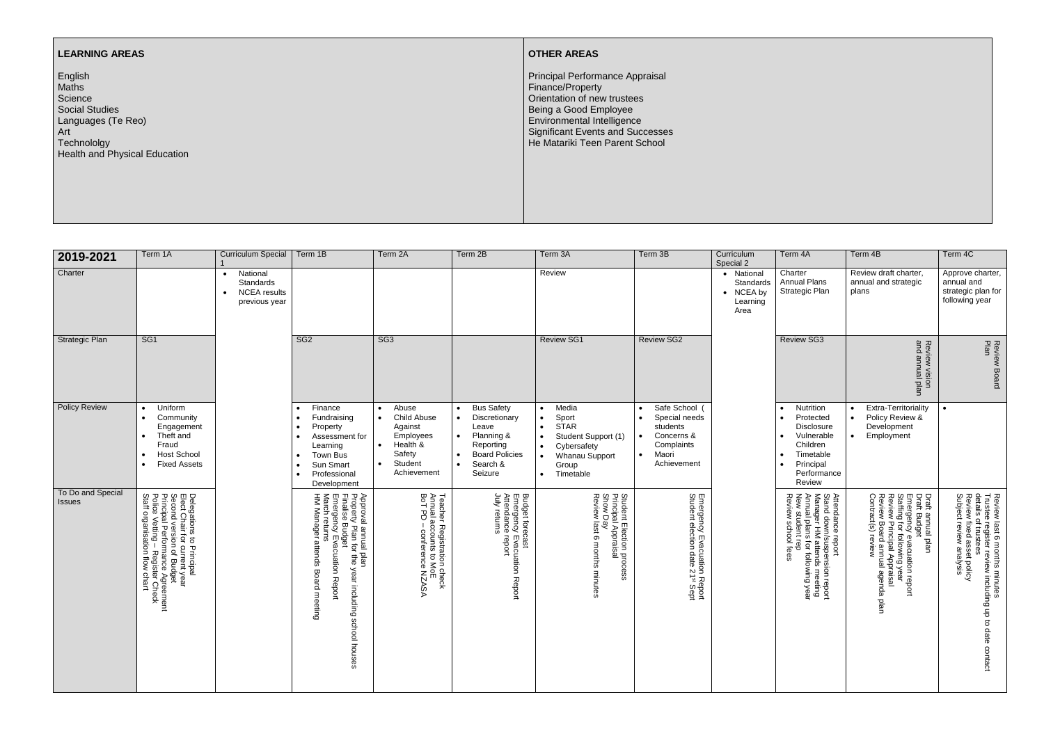| **LEARNING AREAS** | **OTHER AREAS** |
|---|---|
| English<br>Maths<br>Science<br>Social Studies<br>Languages (Te Reo)<br>Art<br>Technololgy<br>Health and Physical Education | Principal Performance Appraisal<br>Finance/Property<br>Orientation of new trustees<br>Being a Good Employee<br>Environmental Intelligence<br>Significant Events and Successes<br>He Matariki Teen Parent School |

| **2019-2021** | Term 1A | Curriculum Special 1 | Term 1B | Term 2A | Term 2B | Term 3A | Term 3B | Curriculum Special 2 | Term 4A | Term 4B | Term 4C |
|---|---|---|---|---|---|---|---|---|---|---|---|
| Charter | | • National Standards<br>• NCEA results previous year | | | | Review | | • National Standards<br>• NCEA by Learning Area | Charter<br>Annual Plans<br>Strategic Plan | Review draft charter, annual and strategic plans | Approve charter, annual and strategic plan for following year |
| Strategic Plan | SG1 | | SG2 | SG3 | | Review SG1 | Review SG2 | | Review SG3 | Review vision and annual plan | Review Board Plan |
| Policy Review | • Uniform<br>• Community Engagement<br>• Theft and Fraud<br>• Host School<br>• Fixed Assets | | • Finance<br>• Fundraising<br>• Property<br>• Assessment for Learning<br>• Town Bus<br>• Sun Smart<br>• Professional Development | • Abuse<br>• Child Abuse Against Employees<br>• Health & Safety<br>• Student Achievement | • Bus Safety<br>• Discretionary Leave<br>• Planning & Reporting<br>• Board Policies<br>• Search & Seizure | • Media<br>• Sport<br>• STAR<br>• Student Support (1)<br>• Cybersafety<br>• Whanau Support Group<br>• Timetable | • Safe School (<br>• Special needs students<br>• Concerns & Complaints<br>• Maori Achievement | | • Nutrition<br>• Protected Disclosure<br>• Vulnerable Children<br>• Timetable<br>• Principal Performance Review | • Extra-Territoriality<br>• Policy Review & Development<br>• Employment | • |
| To Do and Special Issues | Delegations to Principal<br>Elect Chair for current year<br>Second version of Budget<br>Principal Performance Agreement<br>Police Vetting – Register Check<br>Staff organisation flow chart | | Approval annual plan<br>Property Plan for the year including school houses<br>Finalise Budget<br>Emergency Evacuation Report<br>March returns<br>HM Manager attends Board meeting | Teacher Registration check<br>Annual accounts to MoE<br>BoT PD – conference NZASA | Budget forecast<br>Emergency Evacuation Report<br>Attendance report<br>July returns | Student Election process<br>Principal Appraisal<br>Show Day<br>Review last 6 months minutes | Emergency Evacuation Report<br>Student election date 21st Sept | | Attendance report<br>Stand down/suspension report<br>Manager HM attends meeting<br>Annual plans for following year<br>New student rep<br>Review school fees | Draft annual plan<br>Draft Budget<br>Emergency evacuation report<br>Staffing for following year<br>Review Principal Appraisal<br>Review Board annual agenda plan<br>Contract(s) review | Review last 6 months minutes<br>Trustee register review including up to date contact details of trustees<br>Review fixed asset policy<br>Subject review analysis |